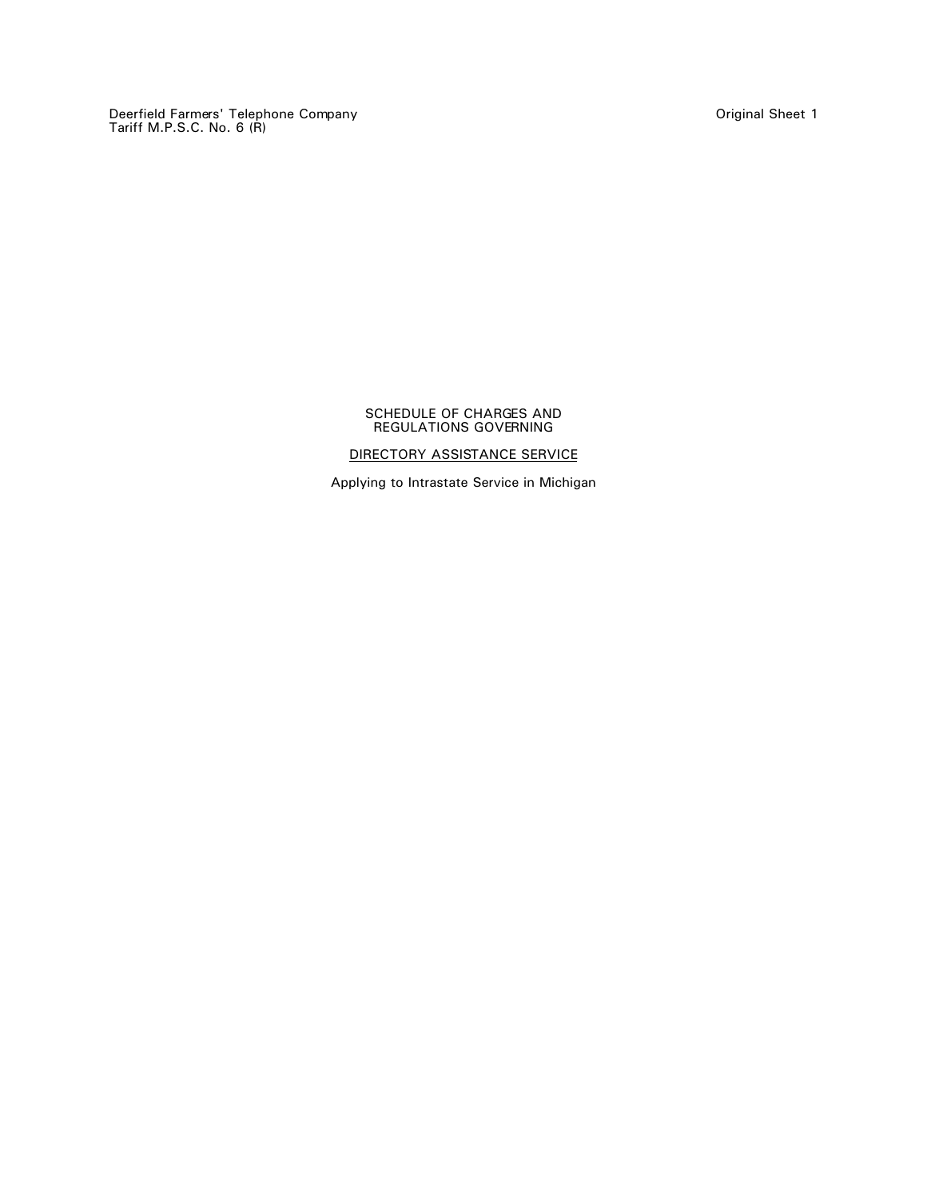Deerfield Farmers' Telephone Company
Tariff M.P.S.C. No. 6 (R)

Original Sheet 1

SCHEDULE OF CHARGES AND
REGULATIONS GOVERNING

DIRECTORY ASSISTANCE SERVICE

Applying to Intrastate Service in Michigan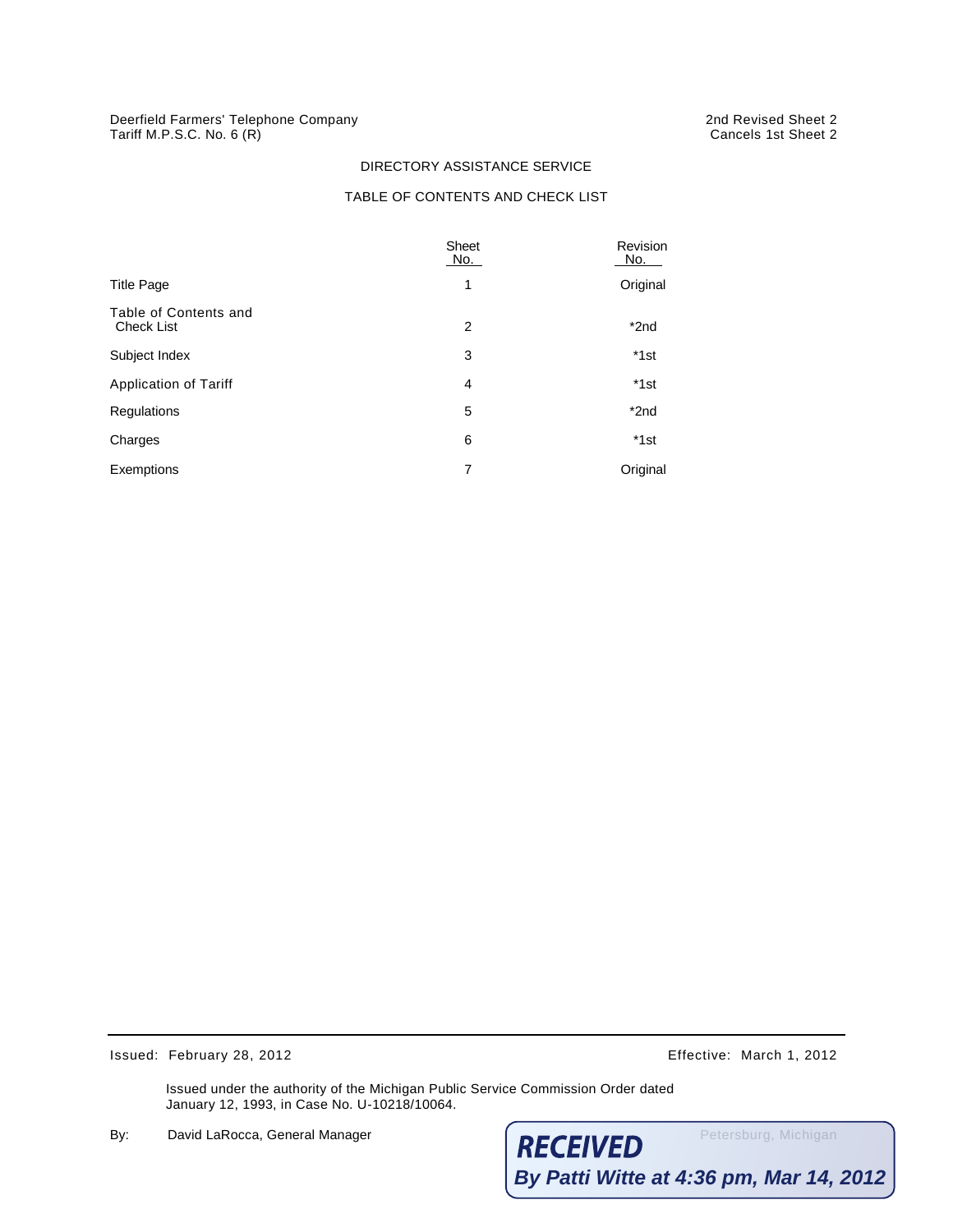Deerfield Farmers' Telephone Company
Tariff M.P.S.C. No. 6 (R)

2nd Revised Sheet 2
Cancels 1st Sheet 2

## DIRECTORY ASSISTANCE SERVICE

### TABLE OF CONTENTS AND CHECK LIST

| | Sheet No. | Revision No. |
|---|---|---|
| Title Page | 1 | Original |
| Table of Contents and Check List | 2 | *2nd |
| Subject Index | 3 | *1st |
| Application of Tariff | 4 | *1st |
| Regulations | 5 | *2nd |
| Charges | 6 | *1st |
| Exemptions | 7 | Original |

Issued: February 28, 2012

Effective: March 1, 2012

Issued under the authority of the Michigan Public Service Commission Order dated January 12, 1993, in Case No. U-10218/10064.

By: David LaRocca, General Manager

Petersburg, Michigan

RECEIVED
By Patti Witte at 4:36 pm, Mar 14, 2012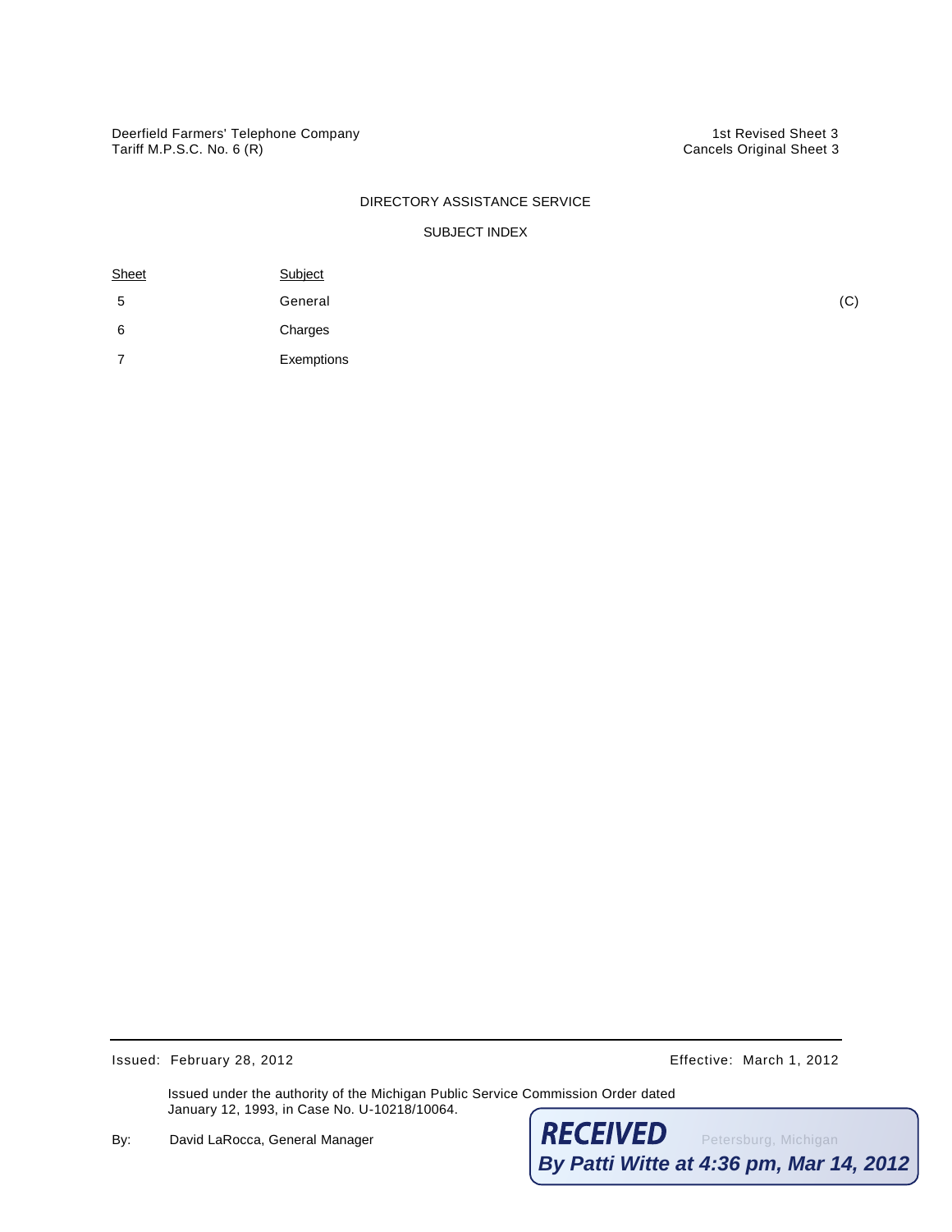Deerfield Farmers' Telephone Company
Tariff M.P.S.C. No. 6 (R)

1st Revised Sheet 3
Cancels Original Sheet 3

DIRECTORY ASSISTANCE SERVICE

SUBJECT INDEX

| Sheet | Subject | |
|---|---|---|
| 5 | General | (C) |
| 6 | Charges | |
| 7 | Exemptions | |

Issued: February 28, 2012

Effective: March 1, 2012

Issued under the authority of the Michigan Public Service Commission Order dated January 12, 1993, in Case No. U-10218/10064.

By: David LaRocca, General Manager
Petersburg, Michigan

RECEIVED
By Patti Witte at 4:36 pm, Mar 14, 2012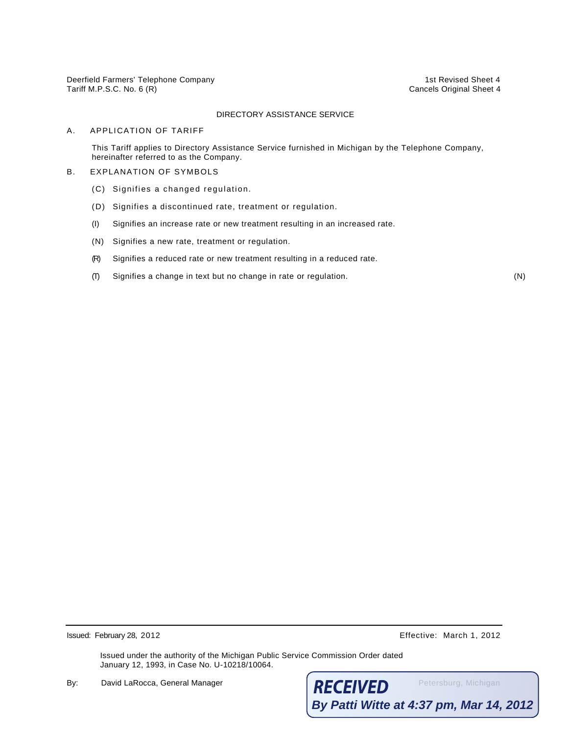Deerfield Farmers' Telephone Company
Tariff M.P.S.C. No. 6 (R)

1st Revised Sheet 4
Cancels Original Sheet 4

DIRECTORY ASSISTANCE SERVICE

A. APPLICATION OF TARIFF

This Tariff applies to Directory Assistance Service furnished in Michigan by the Telephone Company, hereinafter referred to as the Company.

B. EXPLANATION OF SYMBOLS

(C) Signifies a changed regulation.

(D) Signifies a discontinued rate, treatment or regulation.

(I) Signifies an increase rate or new treatment resulting in an increased rate.

(N) Signifies a new rate, treatment or regulation.

(R) Signifies a reduced rate or new treatment resulting in a reduced rate.

(T) Signifies a change in text but no change in rate or regulation. (N)

Issued: February 28, 2012

Effective: March 1, 2012

Issued under the authority of the Michigan Public Service Commission Order dated January 12, 1993, in Case No. U-10218/10064.

By: David LaRocca, General Manager

Petersburg, Michigan

RECEIVED By Patti Witte at 4:37 pm, Mar 14, 2012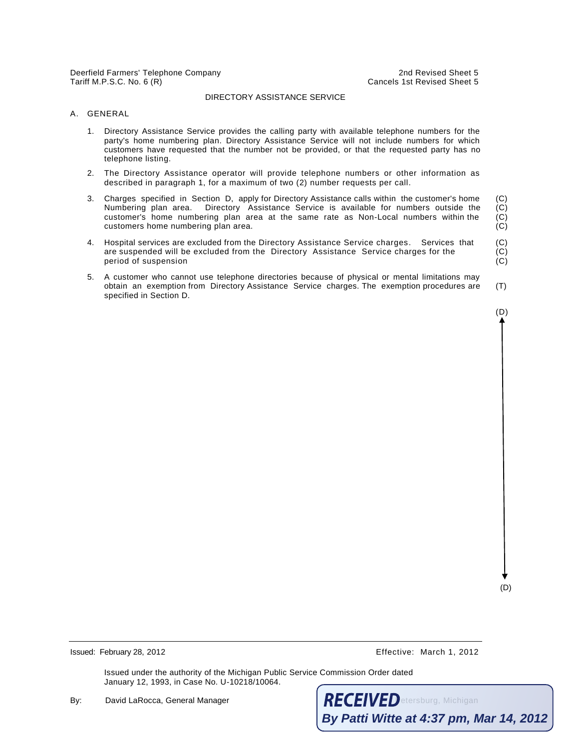Deerfield Farmers' Telephone Company
Tariff M.P.S.C. No. 6 (R)

2nd Revised Sheet 5
Cancels 1st Revised Sheet 5

## DIRECTORY ASSISTANCE SERVICE

A. GENERAL

1. Directory Assistance Service provides the calling party with available telephone numbers for the party's home numbering plan. Directory Assistance Service will not include numbers for which customers have requested that the number not be provided, or that the requested party has no telephone listing.

2. The Directory Assistance operator will provide telephone numbers or other information as described in paragraph 1, for a maximum of two (2) number requests per call.

3. Charges specified in Section D, apply for Directory Assistance calls within the customer's home Numbering plan area. Directory Assistance Service is available for numbers outside the customer's home numbering plan area at the same rate as Non-Local numbers within the customers home numbering plan area. (C)

4. Hospital services are excluded from the Directory Assistance Service charges. Services that are suspended will be excluded from the Directory Assistance Service charges for the period of suspension (C)

5. A customer who cannot use telephone directories because of physical or mental limitations may obtain an exemption from Directory Assistance Service charges. The exemption procedures are specified in Section D. (T)

(D)

(D)

Issued: February 28, 2012

Effective: March 1, 2012

Issued under the authority of the Michigan Public Service Commission Order dated January 12, 1993, in Case No. U-10218/10064.

By: David LaRocca, General Manager

Petersburg, Michigan

RECEIVED
By Patti Witte at 4:37 pm, Mar 14, 2012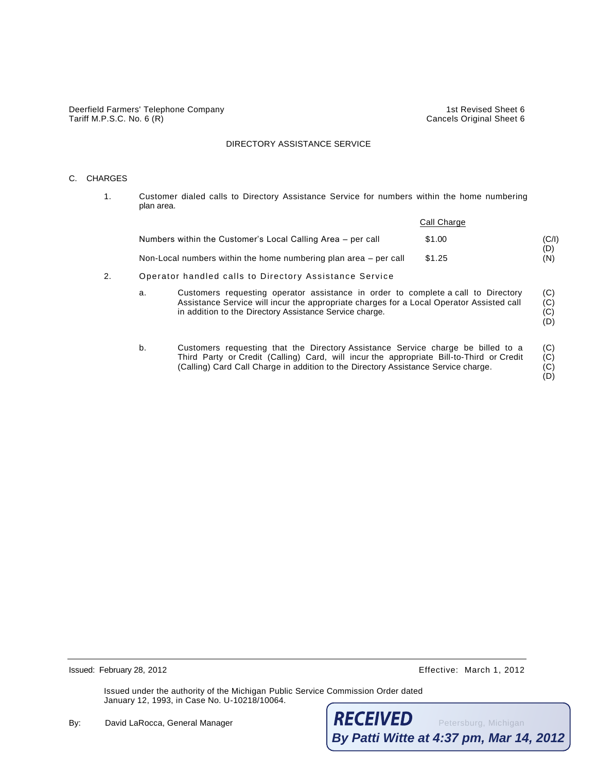Deerfield Farmers' Telephone Company
Tariff M.P.S.C. No. 6 (R)

1st Revised Sheet 6
Cancels Original Sheet 6

DIRECTORY ASSISTANCE SERVICE

C. CHARGES

1. Customer dialed calls to Directory Assistance Service for numbers within the home numbering plan area.

| | Call Charge | |
|---|---|---|
| Numbers within the Customer's Local Calling Area – per call | $1.00 | (C/I) (D) |
| Non-Local numbers within the home numbering plan area – per call | $1.25 | (N) |

2. Operator handled calls to Directory Assistance Service

   a. Customers requesting operator assistance in order to complete a call to Directory Assistance Service will incur the appropriate charges for a Local Operator Assisted call in addition to the Directory Assistance Service charge. (C) (C) (C) (D)

   b. Customers requesting that the Directory Assistance Service charge be billed to a Third Party or Credit (Calling) Card, will incur the appropriate Bill-to-Third or Credit (Calling) Card Call Charge in addition to the Directory Assistance Service charge. (C) (C) (C) (D)

Issued: February 28, 2012

Effective: March 1, 2012

Issued under the authority of the Michigan Public Service Commission Order dated January 12, 1993, in Case No. U-10218/10064.

By: David LaRocca, General Manager

Petersburg, Michigan

**RECEIVED**
***By Patti Witte at 4:37 pm, Mar 14, 2012***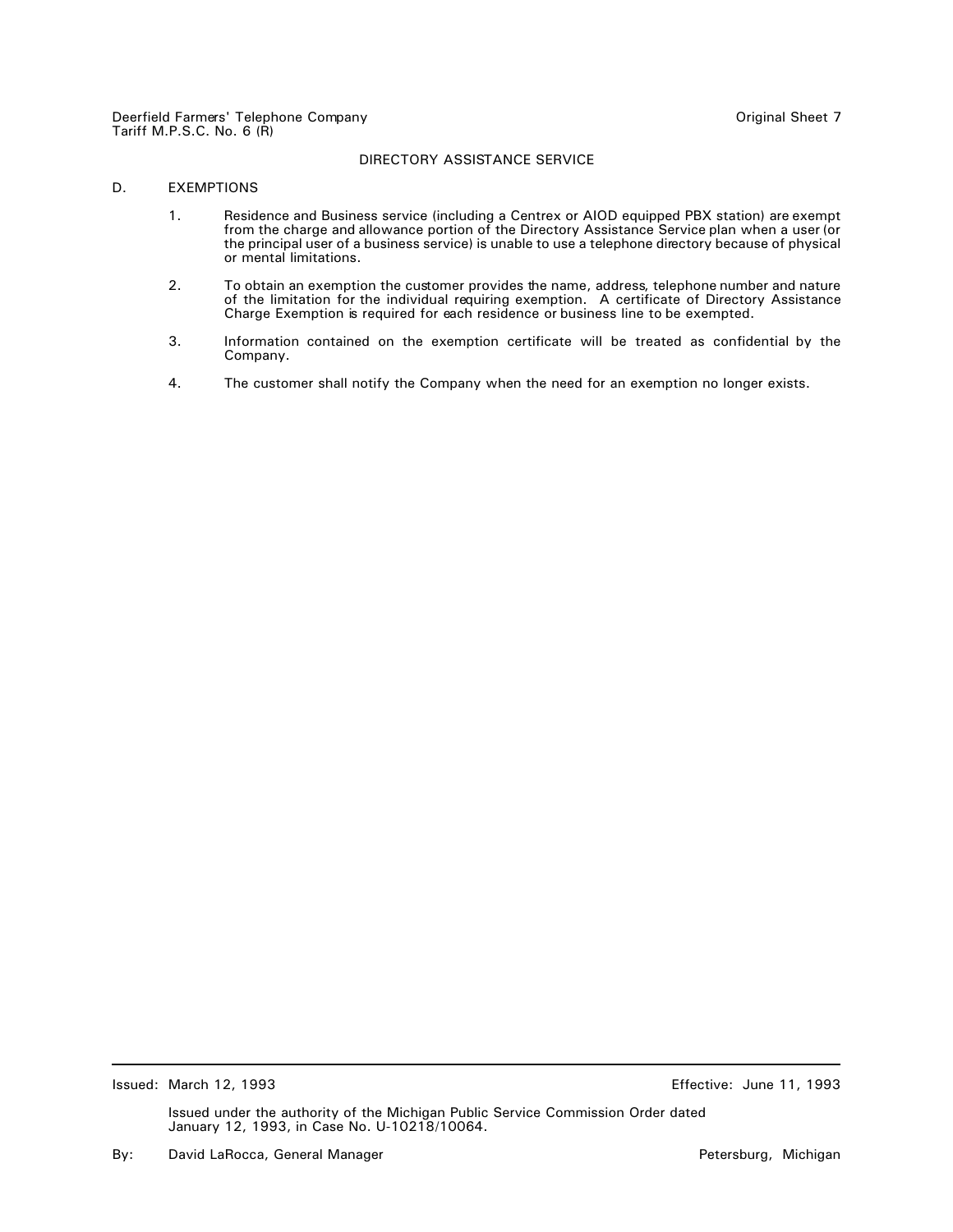## DIRECTORY ASSISTANCE SERVICE

D. EXEMPTIONS

1. Residence and Business service (including a Centrex or AIOD equipped PBX station) are exempt from the charge and allowance portion of the Directory Assistance Service plan when a user (or the principal user of a business service) is unable to use a telephone directory because of physical or mental limitations.

2. To obtain an exemption the customer provides the name, address, telephone number and nature of the limitation for the individual requiring exemption. A certificate of Directory Assistance Charge Exemption is required for each residence or business line to be exempted.

3. Information contained on the exemption certificate will be treated as confidential by the Company.

4. The customer shall notify the Company when the need for an exemption no longer exists.